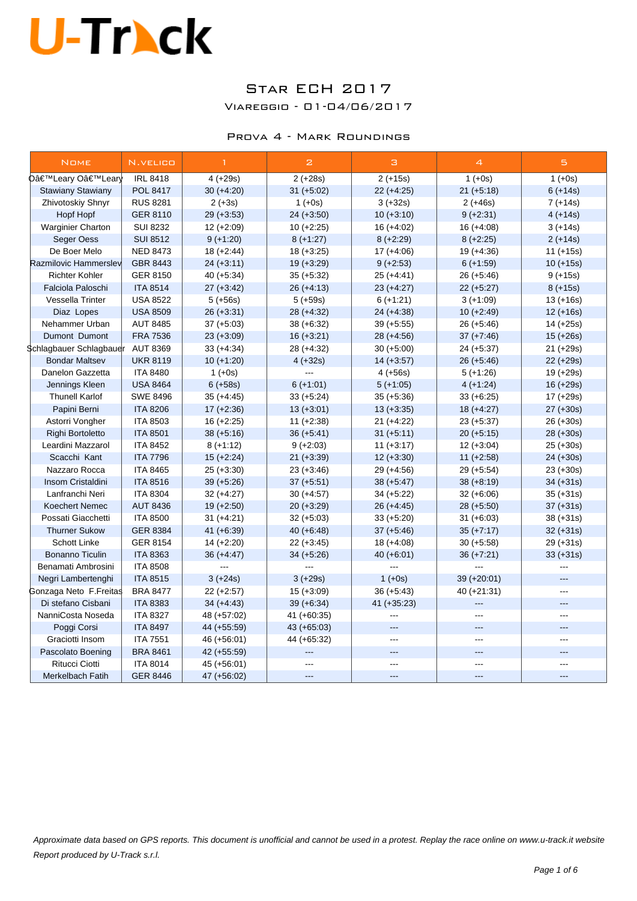# U-Track

## Star ECH 2017

### Viareggio - 01-04/06/2017

### Prova 4 - Mark Roundings

| Nome | N.velico | 1 | 2 | 3 | 4 | 5 |
|---|---|---|---|---|---|---|
| Oâ€™Leary Oâ€™Leary | IRL 8418 | 4 (+29s) | 2 (+28s) | 2 (+15s) | 1 (+0s) | 1 (+0s) |
| Stawiany Stawiany | POL 8417 | 30 (+4:20) | 31 (+5:02) | 22 (+4:25) | 21 (+5:18) | 6 (+14s) |
| Zhivotoskiy Shnyr | RUS 8281 | 2 (+3s) | 1 (+0s) | 3 (+32s) | 2 (+46s) | 7 (+14s) |
| Hopf Hopf | GER 8110 | 29 (+3:53) | 24 (+3:50) | 10 (+3:10) | 9 (+2:31) | 4 (+14s) |
| Warginier Charton | SUI 8232 | 12 (+2:09) | 10 (+2:25) | 16 (+4:02) | 16 (+4:08) | 3 (+14s) |
| Seger Oess | SUI 8512 | 9 (+1:20) | 8 (+1:27) | 8 (+2:29) | 8 (+2:25) | 2 (+14s) |
| De Boer Melo | NED 8473 | 18 (+2:44) | 18 (+3:25) | 17 (+4:06) | 19 (+4:36) | 11 (+15s) |
| Razmilovic Hammersley | GBR 8443 | 24 (+3:11) | 19 (+3:29) | 9 (+2:53) | 6 (+1:59) | 10 (+15s) |
| Richter Kohler | GER 8150 | 40 (+5:34) | 35 (+5:32) | 25 (+4:41) | 26 (+5:46) | 9 (+15s) |
| Falciola Paloschi | ITA 8514 | 27 (+3:42) | 26 (+4:13) | 23 (+4:27) | 22 (+5:27) | 8 (+15s) |
| Vessella Trinter | USA 8522 | 5 (+56s) | 5 (+59s) | 6 (+1:21) | 3 (+1:09) | 13 (+16s) |
| Diaz Lopes | USA 8509 | 26 (+3:31) | 28 (+4:32) | 24 (+4:38) | 10 (+2:49) | 12 (+16s) |
| Nehammer Urban | AUT 8485 | 37 (+5:03) | 38 (+6:32) | 39 (+5:55) | 26 (+5:46) | 14 (+25s) |
| Dumont Dumont | FRA 7536 | 23 (+3:09) | 16 (+3:21) | 28 (+4:56) | 37 (+7:46) | 15 (+26s) |
| Schlagbauer Schlagbauer | AUT 8369 | 33 (+4:34) | 28 (+4:32) | 30 (+5:00) | 24 (+5:37) | 21 (+29s) |
| Bondar Maltsev | UKR 8119 | 10 (+1:20) | 4 (+32s) | 14 (+3:57) | 26 (+5:46) | 22 (+29s) |
| Danelon Gazzetta | ITA 8480 | 1 (+0s) | --- | 4 (+56s) | 5 (+1:26) | 19 (+29s) |
| Jennings Kleen | USA 8464 | 6 (+58s) | 6 (+1:01) | 5 (+1:05) | 4 (+1:24) | 16 (+29s) |
| Thunell Karlof | SWE 8496 | 35 (+4:45) | 33 (+5:24) | 35 (+5:36) | 33 (+6:25) | 17 (+29s) |
| Papini Berni | ITA 8206 | 17 (+2:36) | 13 (+3:01) | 13 (+3:35) | 18 (+4:27) | 27 (+30s) |
| Astorri Vongher | ITA 8503 | 16 (+2:25) | 11 (+2:38) | 21 (+4:22) | 23 (+5:37) | 26 (+30s) |
| Righi Bortoletto | ITA 8501 | 38 (+5:16) | 36 (+5:41) | 31 (+5:11) | 20 (+5:15) | 28 (+30s) |
| Leardini Mazzarol | ITA 8452 | 8 (+1:12) | 9 (+2:03) | 11 (+3:17) | 12 (+3:04) | 25 (+30s) |
| Scacchi Kant | ITA 7796 | 15 (+2:24) | 21 (+3:39) | 12 (+3:30) | 11 (+2:58) | 24 (+30s) |
| Nazzaro Rocca | ITA 8465 | 25 (+3:30) | 23 (+3:46) | 29 (+4:56) | 29 (+5:54) | 23 (+30s) |
| Insom Cristaldini | ITA 8516 | 39 (+5:26) | 37 (+5:51) | 38 (+5:47) | 38 (+8:19) | 34 (+31s) |
| Lanfranchi Neri | ITA 8304 | 32 (+4:27) | 30 (+4:57) | 34 (+5:22) | 32 (+6:06) | 35 (+31s) |
| Koechert Nemec | AUT 8436 | 19 (+2:50) | 20 (+3:29) | 26 (+4:45) | 28 (+5:50) | 37 (+31s) |
| Possati Giacchetti | ITA 8500 | 31 (+4:21) | 32 (+5:03) | 33 (+5:20) | 31 (+6:03) | 38 (+31s) |
| Thurner Sukow | GER 8384 | 41 (+6:39) | 40 (+6:48) | 37 (+5:46) | 35 (+7:17) | 32 (+31s) |
| Schott Linke | GER 8154 | 14 (+2:20) | 22 (+3:45) | 18 (+4:08) | 30 (+5:58) | 29 (+31s) |
| Bonanno Ticulin | ITA 8363 | 36 (+4:47) | 34 (+5:26) | 40 (+6:01) | 36 (+7:21) | 33 (+31s) |
| Benamati Ambrosini | ITA 8508 | --- | --- | --- | --- | --- |
| Negri Lambertenghi | ITA 8515 | 3 (+24s) | 3 (+29s) | 1 (+0s) | 39 (+20:01) | --- |
| Gonzaga Neto F.Freitas | BRA 8477 | 22 (+2:57) | 15 (+3:09) | 36 (+5:43) | 40 (+21:31) | --- |
| Di stefano Cisbani | ITA 8383 | 34 (+4:43) | 39 (+6:34) | 41 (+35:23) | --- | --- |
| NanniCosta Noseda | ITA 8327 | 48 (+57:02) | 41 (+60:35) | --- | --- | --- |
| Poggi Corsi | ITA 8497 | 44 (+55:59) | 43 (+65:03) | --- | --- | --- |
| Graciotti Insom | ITA 7551 | 46 (+56:01) | 44 (+65:32) | --- | --- | --- |
| Pascolato Boening | BRA 8461 | 42 (+55:59) | --- | --- | --- | --- |
| Ritucci Ciotti | ITA 8014 | 45 (+56:01) | --- | --- | --- | --- |
| Merkelbach Fatih | GER 8446 | 47 (+56:02) | --- | --- | --- | --- |

*Approximate data based on GPS reports. This document is unofficial and cannot be used in a protest. Replay the race online on www.u-track.it website*

*Report produced by U-Track s.r.l.*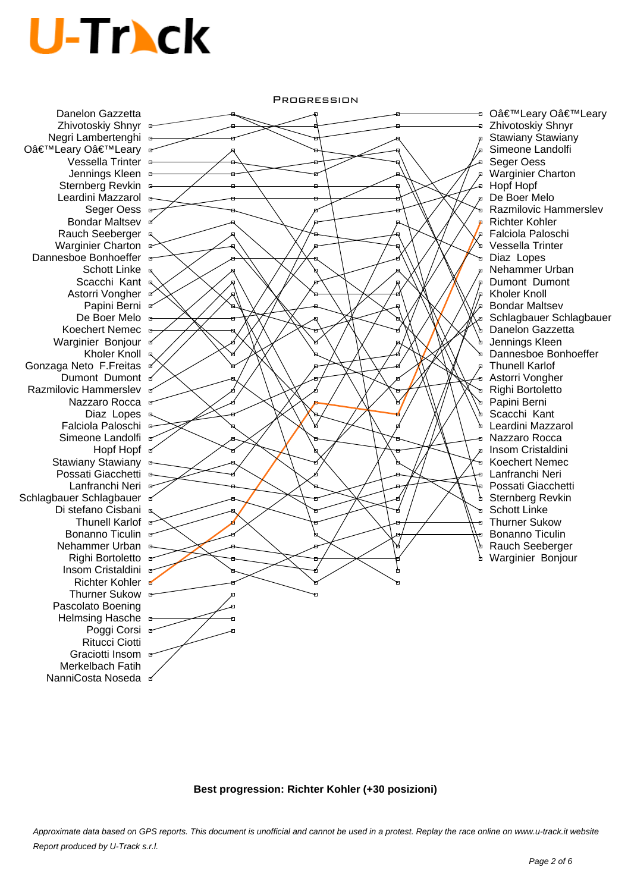## Progression

| Start | Finish |
| --- | --- |
| Danelon Gazzetta | Oâ€™Leary Oâ€™Leary |
| Zhivotoskiy Shnyr | Zhivotoskiy Shnyr |
| Negri Lambertenghi | Stawiany Stawiany |
| Oâ€™Leary Oâ€™Leary | Simeone Landolfi |
| Vessella Trinter | Seger Oess |
| Jennings Kleen | Warginier Charton |
| Sternberg Revkin | Hopf Hopf |
| Leardini Mazzarol | De Boer Melo |
| Seger Oess | Razmilovic Hammerslev |
| Bondar Maltsev | Richter Kohler |
| Rauch Seeberger | Falciola Paloschi |
| Warginier Charton | Vessella Trinter |
| Dannesboe Bonhoeffer | Diaz Lopes |
| Schott Linke | Nehammer Urban |
| Scacchi Kant | Dumont Dumont |
| Astorri Vongher | Kholer Knoll |
| Papini Berni | Bondar Maltsev |
| De Boer Melo | Schlagbauer Schlagbauer |
| Koechert Nemec | Danelon Gazzetta |
| Warginier Bonjour | Jennings Kleen |
| Kholer Knoll | Dannesboe Bonhoeffer |
| Gonzaga Neto F.Freitas | Thunell Karlof |
| Dumont Dumont | Astorri Vongher |
| Razmilovic Hammerslev | Righi Bortoletto |
| Nazzaro Rocca | Papini Berni |
| Diaz Lopes | Scacchi Kant |
| Falciola Paloschi | Leardini Mazzarol |
| Simeone Landolfi | Nazzaro Rocca |
| Hopf Hopf | Insom Cristaldini |
| Stawiany Stawiany | Koechert Nemec |
| Possati Giacchetti | Lanfranchi Neri |
| Lanfranchi Neri | Possati Giacchetti |
| Schlagbauer Schlagbauer | Sternberg Revkin |
| Di stefano Cisbani | Schott Linke |
| Thunell Karlof | Thurner Sukow |
| Bonanno Ticulin | Bonanno Ticulin |
| Nehammer Urban | Rauch Seeberger |
| Righi Bortoletto | Warginier Bonjour |
| Insom Cristaldini | |
| Richter Kohler | |
| Thurner Sukow | |
| Pascolato Boening | |
| Helmsing Hasche | |
| Poggi Corsi | |
| Ritucci Ciotti | |
| Graciotti Insom | |
| Merkelbach Fatih | |
| NanniCosta Noseda | |

**Best progression: Richter Kohler (+30 posizioni)**

*Approximate data based on GPS reports. This document is unofficial and cannot be used in a protest. Replay the race online on www.u-track.it website*

*Report produced by U-Track s.r.l.*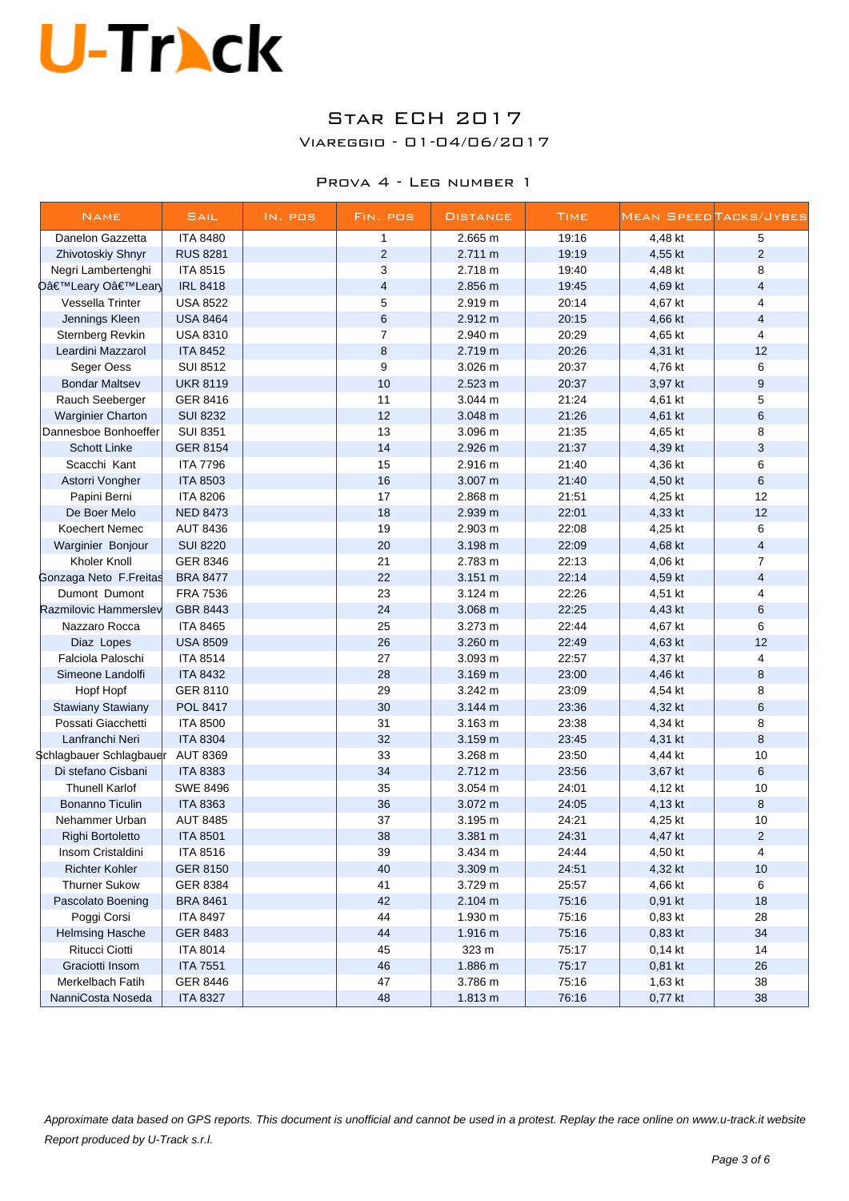U-Track

# Star ECH 2017

## Viareggio - 01-04/06/2017

### Prova 4 - Leg number 1

| Name | Sail | In. pos | Fin. pos | Distance | Time | Mean Speed | Tacks/Jybes |
|---|---|---|---|---|---|---|---|
| Danelon Gazzetta | ITA 8480 | | 1 | 2.665 m | 19:16 | 4,48 kt | 5 |
| Zhivotoskiy Shnyr | RUS 8281 | | 2 | 2.711 m | 19:19 | 4,55 kt | 2 |
| Negri Lambertenghi | ITA 8515 | | 3 | 2.718 m | 19:40 | 4,48 kt | 8 |
| Oâ€™Leary Oâ€™Leary | IRL 8418 | | 4 | 2.856 m | 19:45 | 4,69 kt | 4 |
| Vessella Trinter | USA 8522 | | 5 | 2.919 m | 20:14 | 4,67 kt | 4 |
| Jennings Kleen | USA 8464 | | 6 | 2.912 m | 20:15 | 4,66 kt | 4 |
| Sternberg Revkin | USA 8310 | | 7 | 2.940 m | 20:29 | 4,65 kt | 4 |
| Leardini Mazzarol | ITA 8452 | | 8 | 2.719 m | 20:26 | 4,31 kt | 12 |
| Seger Oess | SUI 8512 | | 9 | 3.026 m | 20:37 | 4,76 kt | 6 |
| Bondar Maltsev | UKR 8119 | | 10 | 2.523 m | 20:37 | 3,97 kt | 9 |
| Rauch Seeberger | GER 8416 | | 11 | 3.044 m | 21:24 | 4,61 kt | 5 |
| Warginier Charton | SUI 8232 | | 12 | 3.048 m | 21:26 | 4,61 kt | 6 |
| Dannesboe Bonhoeffer | SUI 8351 | | 13 | 3.096 m | 21:35 | 4,65 kt | 8 |
| Schott Linke | GER 8154 | | 14 | 2.926 m | 21:37 | 4,39 kt | 3 |
| Scacchi Kant | ITA 7796 | | 15 | 2.916 m | 21:40 | 4,36 kt | 6 |
| Astorri Vongher | ITA 8503 | | 16 | 3.007 m | 21:40 | 4,50 kt | 6 |
| Papini Berni | ITA 8206 | | 17 | 2.868 m | 21:51 | 4,25 kt | 12 |
| De Boer Melo | NED 8473 | | 18 | 2.939 m | 22:01 | 4,33 kt | 12 |
| Koechert Nemec | AUT 8436 | | 19 | 2.903 m | 22:08 | 4,25 kt | 6 |
| Warginier Bonjour | SUI 8220 | | 20 | 3.198 m | 22:09 | 4,68 kt | 4 |
| Kholer Knoll | GER 8346 | | 21 | 2.783 m | 22:13 | 4,06 kt | 7 |
| Gonzaga Neto F.Freitas | BRA 8477 | | 22 | 3.151 m | 22:14 | 4,59 kt | 4 |
| Dumont Dumont | FRA 7536 | | 23 | 3.124 m | 22:26 | 4,51 kt | 4 |
| Razmilovic Hammerslev | GBR 8443 | | 24 | 3.068 m | 22:25 | 4,43 kt | 6 |
| Nazzaro Rocca | ITA 8465 | | 25 | 3.273 m | 22:44 | 4,67 kt | 6 |
| Diaz Lopes | USA 8509 | | 26 | 3.260 m | 22:49 | 4,63 kt | 12 |
| Falciola Paloschi | ITA 8514 | | 27 | 3.093 m | 22:57 | 4,37 kt | 4 |
| Simeone Landolfi | ITA 8432 | | 28 | 3.169 m | 23:00 | 4,46 kt | 8 |
| Hopf Hopf | GER 8110 | | 29 | 3.242 m | 23:09 | 4,54 kt | 8 |
| Stawiany Stawiany | POL 8417 | | 30 | 3.144 m | 23:36 | 4,32 kt | 6 |
| Possati Giacchetti | ITA 8500 | | 31 | 3.163 m | 23:38 | 4,34 kt | 8 |
| Lanfranchi Neri | ITA 8304 | | 32 | 3.159 m | 23:45 | 4,31 kt | 8 |
| Schlagbauer Schlagbauer | AUT 8369 | | 33 | 3.268 m | 23:50 | 4,44 kt | 10 |
| Di stefano Cisbani | ITA 8383 | | 34 | 2.712 m | 23:56 | 3,67 kt | 6 |
| Thunell Karlof | SWE 8496 | | 35 | 3.054 m | 24:01 | 4,12 kt | 10 |
| Bonanno Ticulin | ITA 8363 | | 36 | 3.072 m | 24:05 | 4,13 kt | 8 |
| Nehammer Urban | AUT 8485 | | 37 | 3.195 m | 24:21 | 4,25 kt | 10 |
| Righi Bortoletto | ITA 8501 | | 38 | 3.381 m | 24:31 | 4,47 kt | 2 |
| Insom Cristaldini | ITA 8516 | | 39 | 3.434 m | 24:44 | 4,50 kt | 4 |
| Richter Kohler | GER 8150 | | 40 | 3.309 m | 24:51 | 4,32 kt | 10 |
| Thurner Sukow | GER 8384 | | 41 | 3.729 m | 25:57 | 4,66 kt | 6 |
| Pascolato Boening | BRA 8461 | | 42 | 2.104 m | 75:16 | 0,91 kt | 18 |
| Poggi Corsi | ITA 8497 | | 44 | 1.930 m | 75:16 | 0,83 kt | 28 |
| Helmsing Hasche | GER 8483 | | 44 | 1.916 m | 75:16 | 0,83 kt | 34 |
| Ritucci Ciotti | ITA 8014 | | 45 | 323 m | 75:17 | 0,14 kt | 14 |
| Graciotti Insom | ITA 7551 | | 46 | 1.886 m | 75:17 | 0,81 kt | 26 |
| Merkelbach Fatih | GER 8446 | | 47 | 3.786 m | 75:16 | 1,63 kt | 38 |
| NanniCosta Noseda | ITA 8327 | | 48 | 1.813 m | 76:16 | 0,77 kt | 38 |

*Approximate data based on GPS reports. This document is unofficial and cannot be used in a protest. Replay the race online on www.u-track.it website*

*Report produced by U-Track s.r.l.*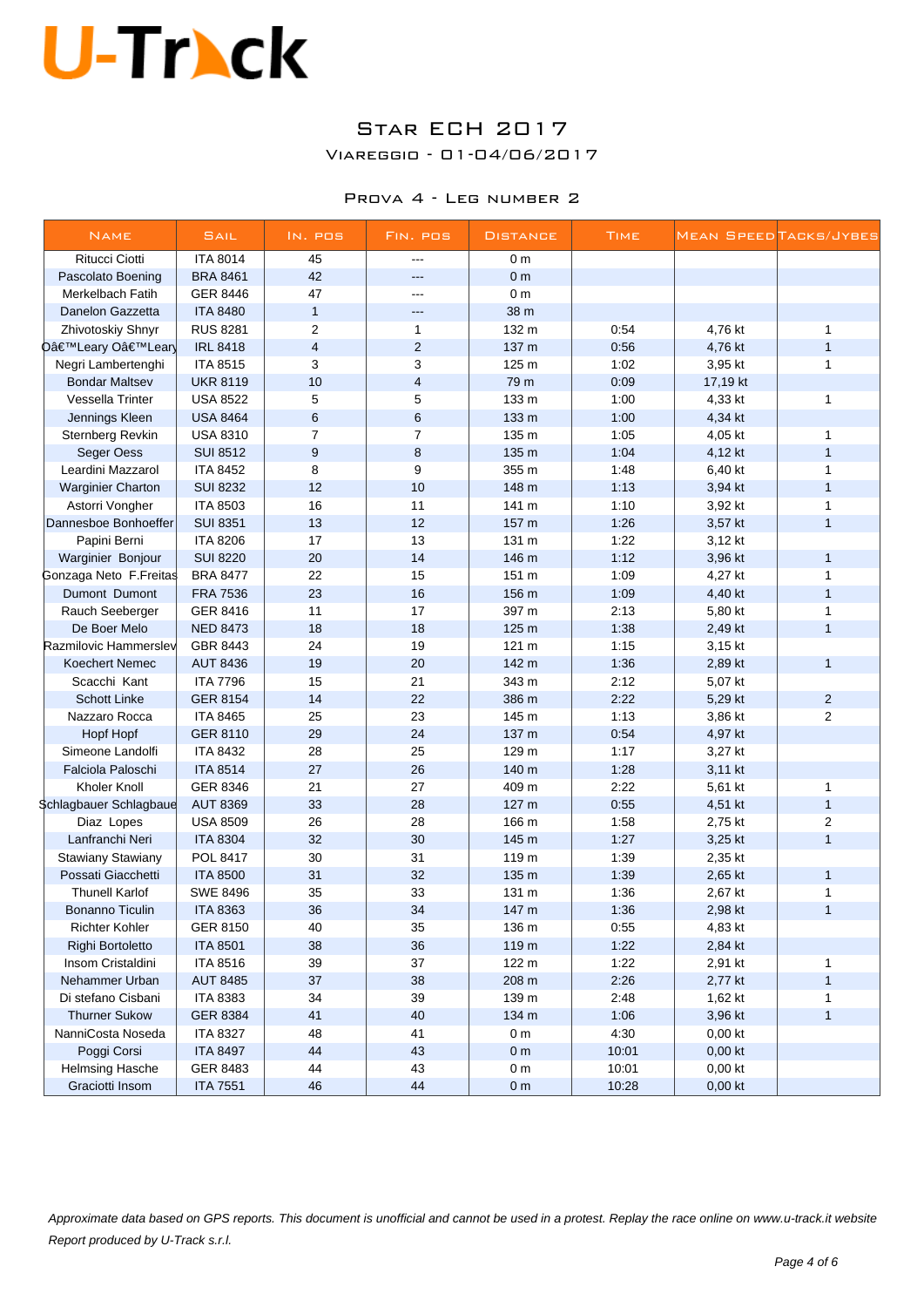# U-Track

## Star ECH 2017

### Viareggio - 01-04/06/2017

### Prova 4 - Leg number 2

| Name | Sail | In. pos | Fin. pos | Distance | Time | Mean Speed | Tacks/Jybes |
|---|---|---|---|---|---|---|---|
| Ritucci Ciotti | ITA 8014 | 45 | --- | 0 m | | | |
| Pascolato Boening | BRA 8461 | 42 | --- | 0 m | | | |
| Merkelbach Fatih | GER 8446 | 47 | --- | 0 m | | | |
| Danelon Gazzetta | ITA 8480 | 1 | --- | 38 m | | | |
| Zhivotoskiy Shnyr | RUS 8281 | 2 | 1 | 132 m | 0:54 | 4,76 kt | 1 |
| Oâ€™Leary Oâ€™Leary | IRL 8418 | 4 | 2 | 137 m | 0:56 | 4,76 kt | 1 |
| Negri Lambertenghi | ITA 8515 | 3 | 3 | 125 m | 1:02 | 3,95 kt | 1 |
| Bondar Maltsev | UKR 8119 | 10 | 4 | 79 m | 0:09 | 17,19 kt | |
| Vessella Trinter | USA 8522 | 5 | 5 | 133 m | 1:00 | 4,33 kt | 1 |
| Jennings Kleen | USA 8464 | 6 | 6 | 133 m | 1:00 | 4,34 kt | |
| Sternberg Revkin | USA 8310 | 7 | 7 | 135 m | 1:05 | 4,05 kt | 1 |
| Seger Oess | SUI 8512 | 9 | 8 | 135 m | 1:04 | 4,12 kt | 1 |
| Leardini Mazzarol | ITA 8452 | 8 | 9 | 355 m | 1:48 | 6,40 kt | 1 |
| Warginier Charton | SUI 8232 | 12 | 10 | 148 m | 1:13 | 3,94 kt | 1 |
| Astorri Vongher | ITA 8503 | 16 | 11 | 141 m | 1:10 | 3,92 kt | 1 |
| Dannesboe Bonhoeffer | SUI 8351 | 13 | 12 | 157 m | 1:26 | 3,57 kt | 1 |
| Papini Berni | ITA 8206 | 17 | 13 | 131 m | 1:22 | 3,12 kt | |
| Warginier Bonjour | SUI 8220 | 20 | 14 | 146 m | 1:12 | 3,96 kt | 1 |
| Gonzaga Neto F.Freitas | BRA 8477 | 22 | 15 | 151 m | 1:09 | 4,27 kt | 1 |
| Dumont Dumont | FRA 7536 | 23 | 16 | 156 m | 1:09 | 4,40 kt | 1 |
| Rauch Seeberger | GER 8416 | 11 | 17 | 397 m | 2:13 | 5,80 kt | 1 |
| De Boer Melo | NED 8473 | 18 | 18 | 125 m | 1:38 | 2,49 kt | 1 |
| Razmilovic Hammersley | GBR 8443 | 24 | 19 | 121 m | 1:15 | 3,15 kt | |
| Koechert Nemec | AUT 8436 | 19 | 20 | 142 m | 1:36 | 2,89 kt | 1 |
| Scacchi Kant | ITA 7796 | 15 | 21 | 343 m | 2:12 | 5,07 kt | |
| Schott Linke | GER 8154 | 14 | 22 | 386 m | 2:22 | 5,29 kt | 2 |
| Nazzaro Rocca | ITA 8465 | 25 | 23 | 145 m | 1:13 | 3,86 kt | 2 |
| Hopf Hopf | GER 8110 | 29 | 24 | 137 m | 0:54 | 4,97 kt | |
| Simeone Landolfi | ITA 8432 | 28 | 25 | 129 m | 1:17 | 3,27 kt | |
| Falciola Paloschi | ITA 8514 | 27 | 26 | 140 m | 1:28 | 3,11 kt | |
| Kholer Knoll | GER 8346 | 21 | 27 | 409 m | 2:22 | 5,61 kt | 1 |
| Schlagbauer Schlagbauer | AUT 8369 | 33 | 28 | 127 m | 0:55 | 4,51 kt | 1 |
| Diaz Lopes | USA 8509 | 26 | 28 | 166 m | 1:58 | 2,75 kt | 2 |
| Lanfranchi Neri | ITA 8304 | 32 | 30 | 145 m | 1:27 | 3,25 kt | 1 |
| Stawiany Stawiany | POL 8417 | 30 | 31 | 119 m | 1:39 | 2,35 kt | |
| Possati Giacchetti | ITA 8500 | 31 | 32 | 135 m | 1:39 | 2,65 kt | 1 |
| Thunell Karlof | SWE 8496 | 35 | 33 | 131 m | 1:36 | 2,67 kt | 1 |
| Bonanno Ticulin | ITA 8363 | 36 | 34 | 147 m | 1:36 | 2,98 kt | 1 |
| Richter Kohler | GER 8150 | 40 | 35 | 136 m | 0:55 | 4,83 kt | |
| Righi Bortoletto | ITA 8501 | 38 | 36 | 119 m | 1:22 | 2,84 kt | |
| Insom Cristaldini | ITA 8516 | 39 | 37 | 122 m | 1:22 | 2,91 kt | 1 |
| Nehammer Urban | AUT 8485 | 37 | 38 | 208 m | 2:26 | 2,77 kt | 1 |
| Di stefano Cisbani | ITA 8383 | 34 | 39 | 139 m | 2:48 | 1,62 kt | 1 |
| Thurner Sukow | GER 8384 | 41 | 40 | 134 m | 1:06 | 3,96 kt | 1 |
| NanniCosta Noseda | ITA 8327 | 48 | 41 | 0 m | 4:30 | 0,00 kt | |
| Poggi Corsi | ITA 8497 | 44 | 43 | 0 m | 10:01 | 0,00 kt | |
| Helmsing Hasche | GER 8483 | 44 | 43 | 0 m | 10:01 | 0,00 kt | |
| Graciotti Insom | ITA 7551 | 46 | 44 | 0 m | 10:28 | 0,00 kt | |

*Approximate data based on GPS reports. This document is unofficial and cannot be used in a protest. Replay the race online on www.u-track.it website*

*Report produced by U-Track s.r.l.*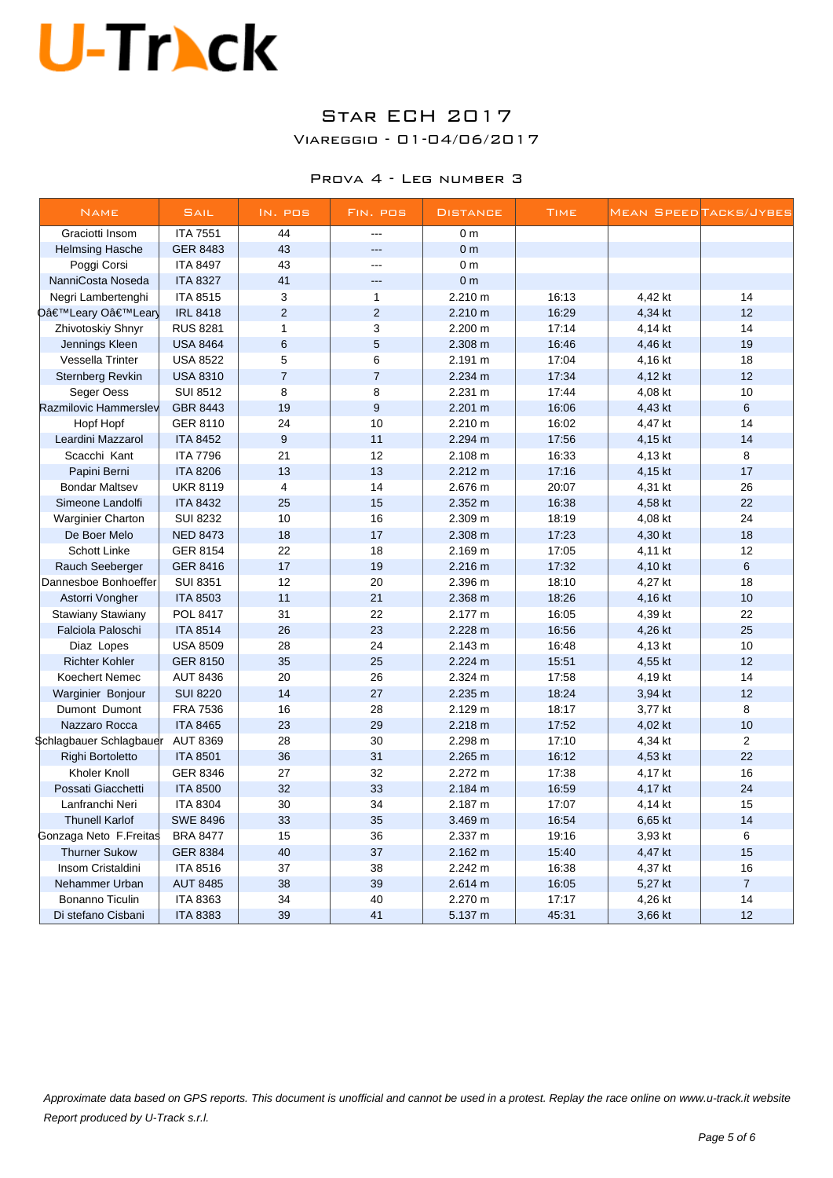# U-Track

## Star ECH 2017

### Viareggio - 01-04/06/2017

### Prova 4 - Leg number 3

| Name | Sail | In. pos | Fin. pos | Distance | Time | Mean Speed | Tacks/Jybes |
|---|---|---|---|---|---|---|---|
| Graciotti Insom | ITA 7551 | 44 | --- | 0 m | | | |
| Helmsing Hasche | GER 8483 | 43 | --- | 0 m | | | |
| Poggi Corsi | ITA 8497 | 43 | --- | 0 m | | | |
| NanniCosta Noseda | ITA 8327 | 41 | --- | 0 m | | | |
| Negri Lambertenghi | ITA 8515 | 3 | 1 | 2.210 m | 16:13 | 4,42 kt | 14 |
| Oâ€™Leary Oâ€™Leary | IRL 8418 | 2 | 2 | 2.210 m | 16:29 | 4,34 kt | 12 |
| Zhivotoskiy Shnyr | RUS 8281 | 1 | 3 | 2.200 m | 17:14 | 4,14 kt | 14 |
| Jennings Kleen | USA 8464 | 6 | 5 | 2.308 m | 16:46 | 4,46 kt | 19 |
| Vessella Trinter | USA 8522 | 5 | 6 | 2.191 m | 17:04 | 4,16 kt | 18 |
| Sternberg Revkin | USA 8310 | 7 | 7 | 2.234 m | 17:34 | 4,12 kt | 12 |
| Seger Oess | SUI 8512 | 8 | 8 | 2.231 m | 17:44 | 4,08 kt | 10 |
| Razmilovic Hammersley | GBR 8443 | 19 | 9 | 2.201 m | 16:06 | 4,43 kt | 6 |
| Hopf Hopf | GER 8110 | 24 | 10 | 2.210 m | 16:02 | 4,47 kt | 14 |
| Leardini Mazzarol | ITA 8452 | 9 | 11 | 2.294 m | 17:56 | 4,15 kt | 14 |
| Scacchi Kant | ITA 7796 | 21 | 12 | 2.108 m | 16:33 | 4,13 kt | 8 |
| Papini Berni | ITA 8206 | 13 | 13 | 2.212 m | 17:16 | 4,15 kt | 17 |
| Bondar Maltsev | UKR 8119 | 4 | 14 | 2.676 m | 20:07 | 4,31 kt | 26 |
| Simeone Landolfi | ITA 8432 | 25 | 15 | 2.352 m | 16:38 | 4,58 kt | 22 |
| Warginier Charton | SUI 8232 | 10 | 16 | 2.309 m | 18:19 | 4,08 kt | 24 |
| De Boer Melo | NED 8473 | 18 | 17 | 2.308 m | 17:23 | 4,30 kt | 18 |
| Schott Linke | GER 8154 | 22 | 18 | 2.169 m | 17:05 | 4,11 kt | 12 |
| Rauch Seeberger | GER 8416 | 17 | 19 | 2.216 m | 17:32 | 4,10 kt | 6 |
| Dannesboe Bonhoeffer | SUI 8351 | 12 | 20 | 2.396 m | 18:10 | 4,27 kt | 18 |
| Astorri Vongher | ITA 8503 | 11 | 21 | 2.368 m | 18:26 | 4,16 kt | 10 |
| Stawiany Stawiany | POL 8417 | 31 | 22 | 2.177 m | 16:05 | 4,39 kt | 22 |
| Falciola Paloschi | ITA 8514 | 26 | 23 | 2.228 m | 16:56 | 4,26 kt | 25 |
| Diaz Lopes | USA 8509 | 28 | 24 | 2.143 m | 16:48 | 4,13 kt | 10 |
| Richter Kohler | GER 8150 | 35 | 25 | 2.224 m | 15:51 | 4,55 kt | 12 |
| Koechert Nemec | AUT 8436 | 20 | 26 | 2.324 m | 17:58 | 4,19 kt | 14 |
| Warginier Bonjour | SUI 8220 | 14 | 27 | 2.235 m | 18:24 | 3,94 kt | 12 |
| Dumont Dumont | FRA 7536 | 16 | 28 | 2.129 m | 18:17 | 3,77 kt | 8 |
| Nazzaro Rocca | ITA 8465 | 23 | 29 | 2.218 m | 17:52 | 4,02 kt | 10 |
| Schlagbauer Schlagbauer | AUT 8369 | 28 | 30 | 2.298 m | 17:10 | 4,34 kt | 2 |
| Righi Bortoletto | ITA 8501 | 36 | 31 | 2.265 m | 16:12 | 4,53 kt | 22 |
| Kholer Knoll | GER 8346 | 27 | 32 | 2.272 m | 17:38 | 4,17 kt | 16 |
| Possati Giacchetti | ITA 8500 | 32 | 33 | 2.184 m | 16:59 | 4,17 kt | 24 |
| Lanfranchi Neri | ITA 8304 | 30 | 34 | 2.187 m | 17:07 | 4,14 kt | 15 |
| Thunell Karlof | SWE 8496 | 33 | 35 | 3.469 m | 16:54 | 6,65 kt | 14 |
| Gonzaga Neto F.Freitas | BRA 8477 | 15 | 36 | 2.337 m | 19:16 | 3,93 kt | 6 |
| Thurner Sukow | GER 8384 | 40 | 37 | 2.162 m | 15:40 | 4,47 kt | 15 |
| Insom Cristaldini | ITA 8516 | 37 | 38 | 2.242 m | 16:38 | 4,37 kt | 16 |
| Nehammer Urban | AUT 8485 | 38 | 39 | 2.614 m | 16:05 | 5,27 kt | 7 |
| Bonanno Ticulin | ITA 8363 | 34 | 40 | 2.270 m | 17:17 | 4,26 kt | 14 |
| Di stefano Cisbani | ITA 8383 | 39 | 41 | 5.137 m | 45:31 | 3,66 kt | 12 |

*Approximate data based on GPS reports. This document is unofficial and cannot be used in a protest. Replay the race online on www.u-track.it website*

*Report produced by U-Track s.r.l.*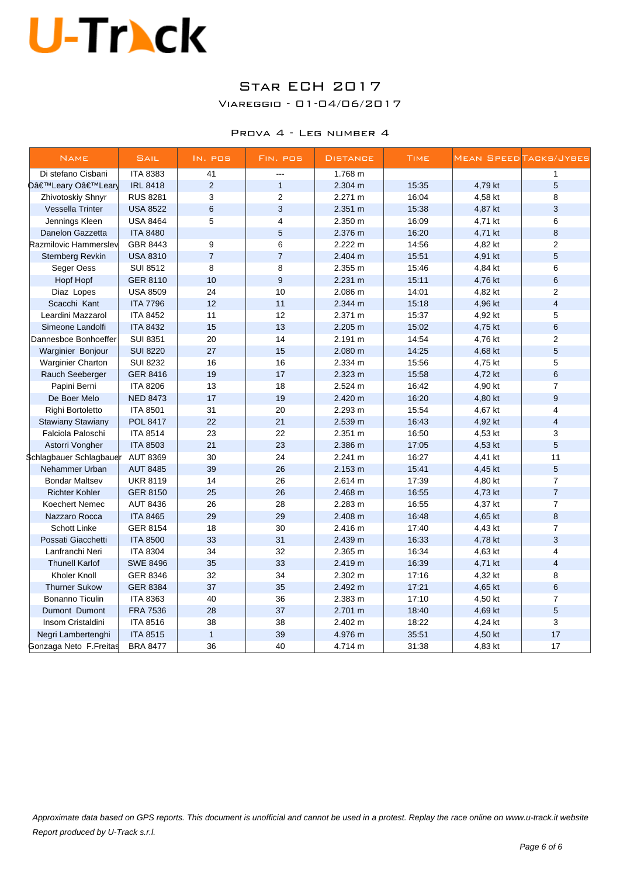U-Track

# Star ECH 2017

## Viareggio - 01-04/06/2017

### Prova 4 - Leg number 4

| Name | Sail | In. pos | Fin. pos | Distance | Time | Mean Speed | Tacks/Jybes |
|---|---|---|---|---|---|---|---|
| Di stefano Cisbani | ITA 8383 | 41 | --- | 1.768 m | | | 1 |
| Oâ€™Leary Oâ€™Leary | IRL 8418 | 2 | 1 | 2.304 m | 15:35 | 4,79 kt | 5 |
| Zhivotoskiy Shnyr | RUS 8281 | 3 | 2 | 2.271 m | 16:04 | 4,58 kt | 8 |
| Vessella Trinter | USA 8522 | 6 | 3 | 2.351 m | 15:38 | 4,87 kt | 3 |
| Jennings Kleen | USA 8464 | 5 | 4 | 2.350 m | 16:09 | 4,71 kt | 6 |
| Danelon Gazzetta | ITA 8480 | | 5 | 2.376 m | 16:20 | 4,71 kt | 8 |
| Razmilovic Hammerslev | GBR 8443 | 9 | 6 | 2.222 m | 14:56 | 4,82 kt | 2 |
| Sternberg Revkin | USA 8310 | 7 | 7 | 2.404 m | 15:51 | 4,91 kt | 5 |
| Seger Oess | SUI 8512 | 8 | 8 | 2.355 m | 15:46 | 4,84 kt | 6 |
| Hopf Hopf | GER 8110 | 10 | 9 | 2.231 m | 15:11 | 4,76 kt | 6 |
| Diaz Lopes | USA 8509 | 24 | 10 | 2.086 m | 14:01 | 4,82 kt | 2 |
| Scacchi Kant | ITA 7796 | 12 | 11 | 2.344 m | 15:18 | 4,96 kt | 4 |
| Leardini Mazzarol | ITA 8452 | 11 | 12 | 2.371 m | 15:37 | 4,92 kt | 5 |
| Simeone Landolfi | ITA 8432 | 15 | 13 | 2.205 m | 15:02 | 4,75 kt | 6 |
| Dannesboe Bonhoeffer | SUI 8351 | 20 | 14 | 2.191 m | 14:54 | 4,76 kt | 2 |
| Warginier Bonjour | SUI 8220 | 27 | 15 | 2.080 m | 14:25 | 4,68 kt | 5 |
| Warginier Charton | SUI 8232 | 16 | 16 | 2.334 m | 15:56 | 4,75 kt | 5 |
| Rauch Seeberger | GER 8416 | 19 | 17 | 2.323 m | 15:58 | 4,72 kt | 6 |
| Papini Berni | ITA 8206 | 13 | 18 | 2.524 m | 16:42 | 4,90 kt | 7 |
| De Boer Melo | NED 8473 | 17 | 19 | 2.420 m | 16:20 | 4,80 kt | 9 |
| Righi Bortoletto | ITA 8501 | 31 | 20 | 2.293 m | 15:54 | 4,67 kt | 4 |
| Stawiany Stawiany | POL 8417 | 22 | 21 | 2.539 m | 16:43 | 4,92 kt | 4 |
| Falciola Paloschi | ITA 8514 | 23 | 22 | 2.351 m | 16:50 | 4,53 kt | 3 |
| Astorri Vongher | ITA 8503 | 21 | 23 | 2.386 m | 17:05 | 4,53 kt | 5 |
| Schlagbauer Schlagbauer | AUT 8369 | 30 | 24 | 2.241 m | 16:27 | 4,41 kt | 11 |
| Nehammer Urban | AUT 8485 | 39 | 26 | 2.153 m | 15:41 | 4,45 kt | 5 |
| Bondar Maltsev | UKR 8119 | 14 | 26 | 2.614 m | 17:39 | 4,80 kt | 7 |
| Richter Kohler | GER 8150 | 25 | 26 | 2.468 m | 16:55 | 4,73 kt | 7 |
| Koechert Nemec | AUT 8436 | 26 | 28 | 2.283 m | 16:55 | 4,37 kt | 7 |
| Nazzaro Rocca | ITA 8465 | 29 | 29 | 2.408 m | 16:48 | 4,65 kt | 8 |
| Schott Linke | GER 8154 | 18 | 30 | 2.416 m | 17:40 | 4,43 kt | 7 |
| Possati Giacchetti | ITA 8500 | 33 | 31 | 2.439 m | 16:33 | 4,78 kt | 3 |
| Lanfranchi Neri | ITA 8304 | 34 | 32 | 2.365 m | 16:34 | 4,63 kt | 4 |
| Thunell Karlof | SWE 8496 | 35 | 33 | 2.419 m | 16:39 | 4,71 kt | 4 |
| Kholer Knoll | GER 8346 | 32 | 34 | 2.302 m | 17:16 | 4,32 kt | 8 |
| Thurner Sukow | GER 8384 | 37 | 35 | 2.492 m | 17:21 | 4,65 kt | 6 |
| Bonanno Ticulin | ITA 8363 | 40 | 36 | 2.383 m | 17:10 | 4,50 kt | 7 |
| Dumont Dumont | FRA 7536 | 28 | 37 | 2.701 m | 18:40 | 4,69 kt | 5 |
| Insom Cristaldini | ITA 8516 | 38 | 38 | 2.402 m | 18:22 | 4,24 kt | 3 |
| Negri Lambertenghi | ITA 8515 | 1 | 39 | 4.976 m | 35:51 | 4,50 kt | 17 |
| Gonzaga Neto F.Freitas | BRA 8477 | 36 | 40 | 4.714 m | 31:38 | 4,83 kt | 17 |

*Approximate data based on GPS reports. This document is unofficial and cannot be used in a protest. Replay the race online on www.u-track.it website*

*Report produced by U-Track s.r.l.*